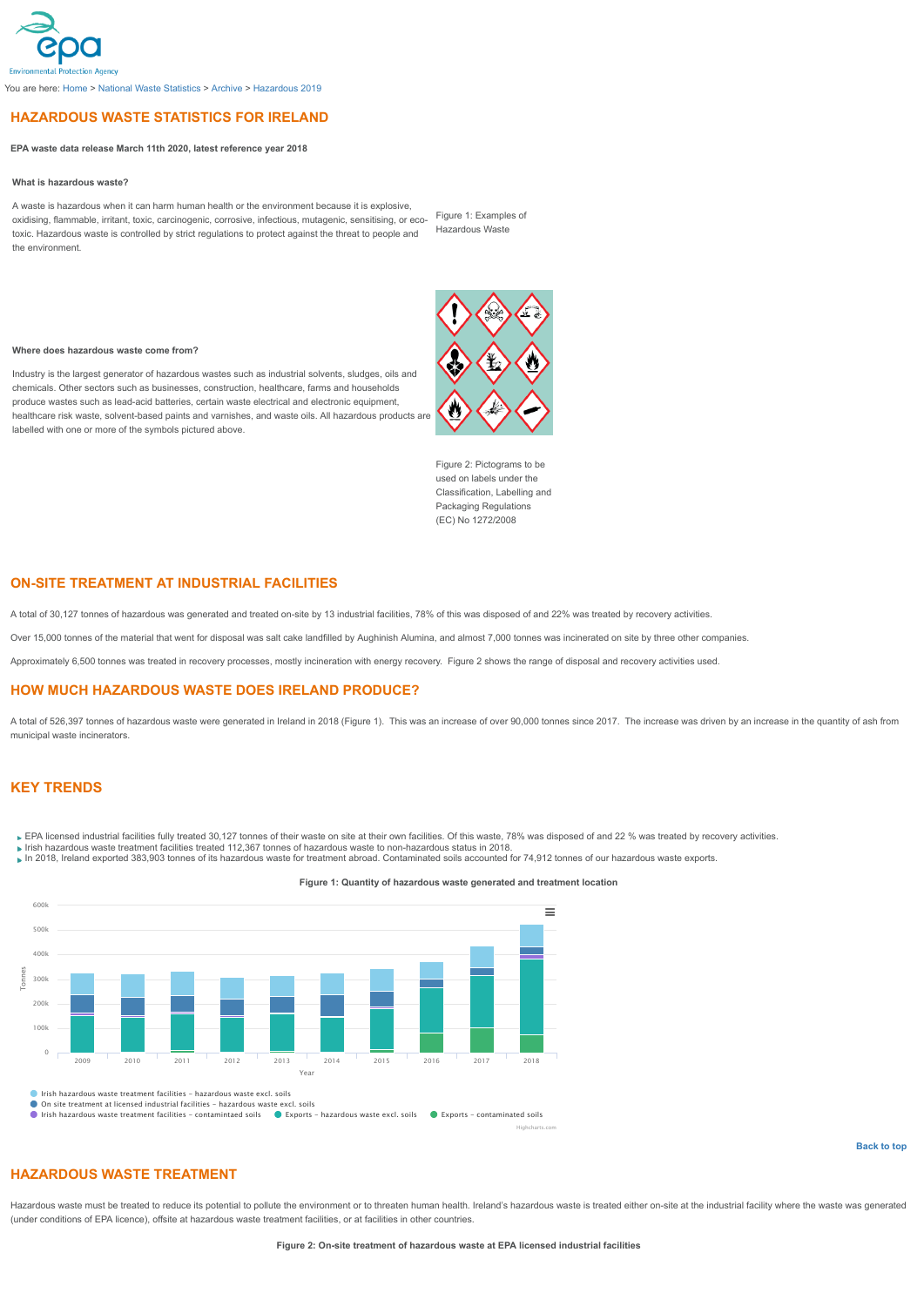You are here: Home > National Waste Statistics > Archive > Hazardous 2019

# HAZARDOUS WASTE STATISTICS FOR IRELAND

**EPA waste data release March 11th 2020, latest reference year 2018**

**What is hazardous waste?**

A waste is hazardous when it can harm human health or the environment because it is explosive, oxidising, flammable, irritant, toxic, carcinogenic, corrosive, infectious, mutagenic, sensitising, or eco-toxic. Hazardous waste is controlled by strict regulations to protect against the threat to people and the environment.

Figure 1: Examples of Hazardous Waste

**Where does hazardous waste come from?**

Industry is the largest generator of hazardous wastes such as industrial solvents, sludges, oils and chemicals. Other sectors such as businesses, construction, healthcare, farms and households produce wastes such as lead-acid batteries, certain waste electrical and electronic equipment, healthcare risk waste, solvent-based paints and varnishes, and waste oils. All hazardous products are labelled with one or more of the symbols pictured above.

Figure 2: Pictograms to be used on labels under the Classification, Labelling and Packaging Regulations (EC) No 1272/2008

## ON-SITE TREATMENT AT INDUSTRIAL FACILITIES

A total of 30,127 tonnes of hazardous was generated and treated on-site by 13 industrial facilities, 78% of this was disposed of and 22% was treated by recovery activities.

Over 15,000 tonnes of the material that went for disposal was salt cake landfilled by Aughinish Alumina, and almost 7,000 tonnes was incinerated on site by three other companies.

Approximately 6,500 tonnes was treated in recovery processes, mostly incineration with energy recovery. Figure 2 shows the range of disposal and recovery activities used.

## HOW MUCH HAZARDOUS WASTE DOES IRELAND PRODUCE?

A total of 526,397 tonnes of hazardous waste were generated in Ireland in 2018 (Figure 1). This was an increase of over 90,000 tonnes since 2017. The increase was driven by an increase in the quantity of ash from municipal waste incinerators.

## KEY TRENDS

- EPA licensed industrial facilities fully treated 30,127 tonnes of their waste on site at their own facilities. Of this waste, 78% was disposed of and 22 % was treated by recovery activities.
- Irish hazardous waste treatment facilities treated 112,367 tonnes of hazardous waste to non-hazardous status in 2018.
- In 2018, Ireland exported 383,903 tonnes of its hazardous waste for treatment abroad. Contaminated soils accounted for 74,912 tonnes of our hazardous waste exports.

**Figure 1: Quantity of hazardous waste generated and treatment location**

Legend: Irish hazardous waste treatment facilities - hazardous waste excl. soils; On site treatment at licensed industrial facilities - hazardous waste excl. soils; Irish hazardous waste treatment facilities - contamintaed soils; Exports - hazardous waste excl. soils; Exports - contaminated soils

Back to top

## HAZARDOUS WASTE TREATMENT

Hazardous waste must be treated to reduce its potential to pollute the environment or to threaten human health. Ireland's hazardous waste is treated either on-site at the industrial facility where the waste was generated (under conditions of EPA licence), offsite at hazardous waste treatment facilities, or at facilities in other countries.

**Figure 2: On-site treatment of hazardous waste at EPA licensed industrial facilities**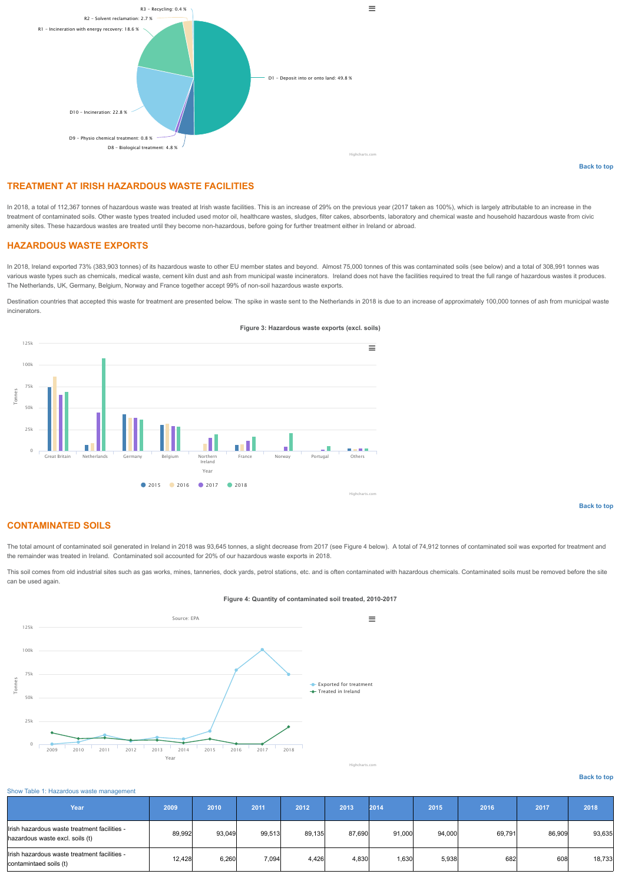R3 - Recycling: 0.4 %

R2 - Solvent reclamation: 2.7 %

R1 - Incineration with energy recovery: 18.6 %

D1 - Deposit into or onto land: 49.8 %

D10 - Incineration: 22.8 %

D9 - Physio chemical treatment: 0.8 %

D8 - Biological treatment: 4.8 %

Back to top

## TREATMENT AT IRISH HAZARDOUS WASTE FACILITIES

In 2018, a total of 112,367 tonnes of hazardous waste was treated at Irish waste facilities. This is an increase of 29% on the previous year (2017 taken as 100%), which is largely attributable to an increase in the treatment of contaminated soils. Other waste types treated included used motor oil, healthcare wastes, sludges, filter cakes, absorbents, laboratory and chemical waste and household hazardous waste from civic amenity sites. These hazardous wastes are treated until they become non-hazardous, before going for further treatment either in Ireland or abroad.

## HAZARDOUS WASTE EXPORTS

In 2018, Ireland exported 73% (383,903 tonnes) of its hazardous waste to other EU member states and beyond. Almost 75,000 tonnes of this was contaminated soils (see below) and a total of 308,991 tonnes was various waste types such as chemicals, medical waste, cement kiln dust and ash from municipal waste incinerators. Ireland does not have the facilities required to treat the full range of hazardous wastes it produces. The Netherlands, UK, Germany, Belgium, Norway and France together accept 99% of non-soil hazardous waste exports.

Destination countries that accepted this waste for treatment are presented below. The spike in waste sent to the Netherlands in 2018 is due to an increase of approximately 100,000 tonnes of ash from municipal waste incinerators.

**Figure 3: Hazardous waste exports (excl. soils)**

Back to top

## CONTAMINATED SOILS

The total amount of contaminated soil generated in Ireland in 2018 was 93,645 tonnes, a slight decrease from 2017 (see Figure 4 below). A total of 74,912 tonnes of contaminated soil was exported for treatment and the remainder was treated in Ireland. Contaminated soil accounted for 20% of our hazardous waste exports in 2018.

This soil comes from old industrial sites such as gas works, mines, tanneries, dock yards, petrol stations, etc. and is often contaminated with hazardous chemicals. Contaminated soils must be removed before the site can be used again.

**Figure 4: Quantity of contaminated soil treated, 2010-2017**

Source: EPA

Back to top

Show Table 1: Hazardous waste management

| Year | 2009 | 2010 | 2011 | 2012 | 2013 | 2014 | 2015 | 2016 | 2017 | 2018 |
|---|---|---|---|---|---|---|---|---|---|---|
| Irish hazardous waste treatment facilities - hazardous waste excl. soils (t) | 89,992 | 93,049 | 99,513 | 89,135 | 87,690 | 91,000 | 94,000 | 69,791 | 86,909 | 93,635 |
| Irish hazardous waste treatment facilities - contamintaed soils (t) | 12,428 | 6,260 | 7,094 | 4,426 | 4,830 | 1,630 | 5,938 | 682 | 608 | 18,733 |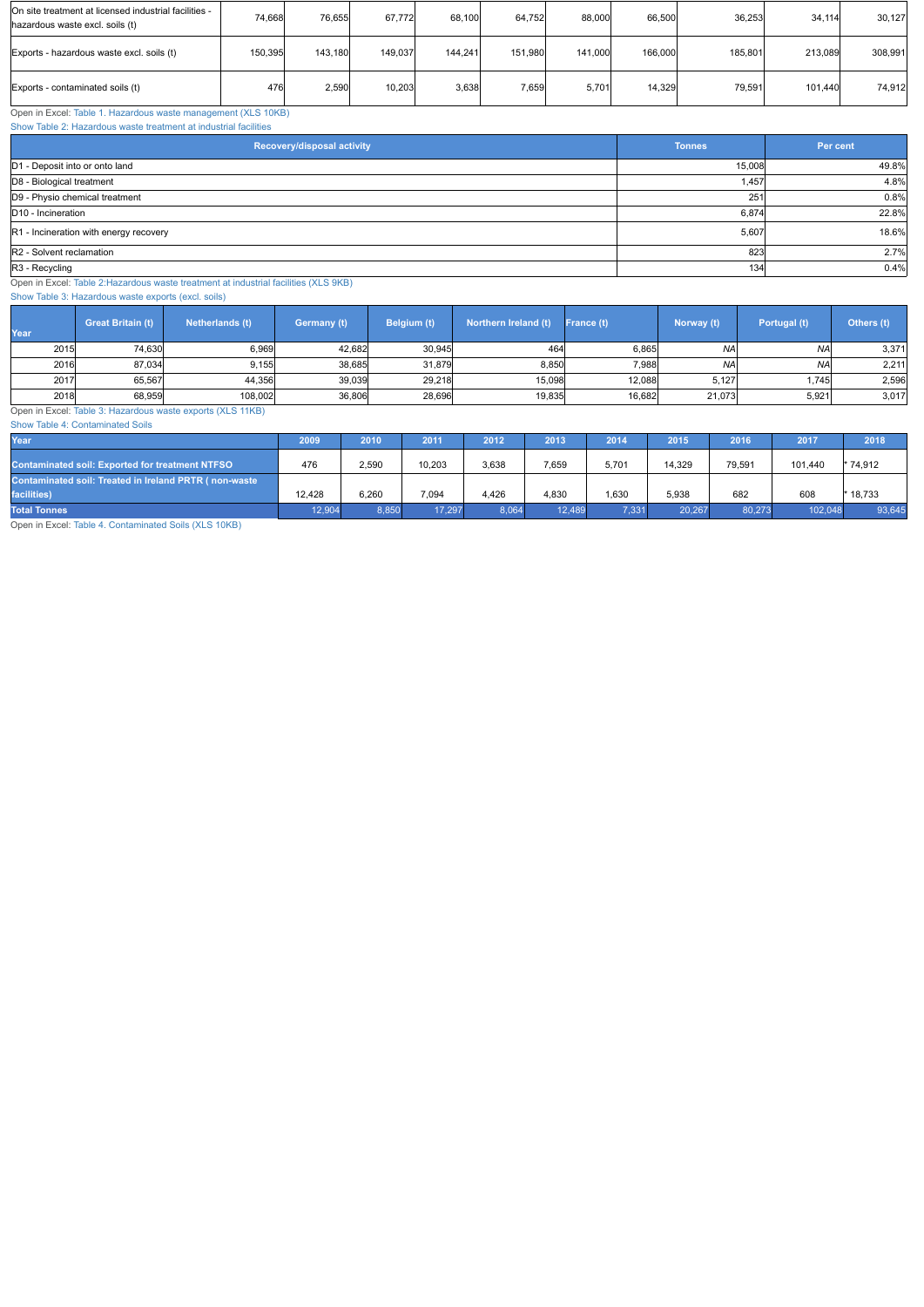| | | | | | | | | | | |
|---|---|---|---|---|---|---|---|---|---|---|
| On site treatment at licensed industrial facilities - hazardous waste excl. soils (t) | 74,668 | 76,655 | 67,772 | 68,100 | 64,752 | 88,000 | 66,500 | 36,253 | 34,114 | 30,127 |
| Exports - hazardous waste excl. soils (t) | 150,395 | 143,180 | 149,037 | 144,241 | 151,980 | 141,000 | 166,000 | 185,801 | 213,089 | 308,991 |
| Exports - contaminated soils (t) | 476 | 2,590 | 10,203 | 3,638 | 7,659 | 5,701 | 14,329 | 79,591 | 101,440 | 74,912 |

Open in Excel: Table 1. Hazardous waste management (XLS 10KB)

Show Table 2: Hazardous waste treatment at industrial facilities

| Recovery/disposal activity | Tonnes | Per cent |
|---|---|---|
| D1 - Deposit into or onto land | 15,008 | 49.8% |
| D8 - Biological treatment | 1,457 | 4.8% |
| D9 - Physio chemical treatment | 251 | 0.8% |
| D10 - Incineration | 6,874 | 22.8% |
| R1 - Incineration with energy recovery | 5,607 | 18.6% |
| R2 - Solvent reclamation | 823 | 2.7% |
| R3 - Recycling | 134 | 0.4% |

Open in Excel: Table 2:Hazardous waste treatment at industrial facilities (XLS 9KB)

Show Table 3: Hazardous waste exports (excl. soils)

| Year | Great Britain (t) | Netherlands (t) | Germany (t) | Belgium (t) | Northern Ireland (t) | France (t) | Norway (t) | Portugal (t) | Others (t) |
|---|---|---|---|---|---|---|---|---|---|
| 2015 | 74,630 | 6,969 | 42,682 | 30,945 | 464 | 6,865 | NA | NA | 3,371 |
| 2016 | 87,034 | 9,155 | 38,685 | 31,879 | 8,850 | 7,988 | NA | NA | 2,211 |
| 2017 | 65,567 | 44,356 | 39,039 | 29,218 | 15,098 | 12,088 | 5,127 | 1,745 | 2,596 |
| 2018 | 68,959 | 108,002 | 36,806 | 28,696 | 19,835 | 16,682 | 21,073 | 5,921 | 3,017 |

Open in Excel: Table 3: Hazardous waste exports (XLS 11KB)

Show Table 4: Contaminated Soils

| Year | 2009 | 2010 | 2011 | 2012 | 2013 | 2014 | 2015 | 2016 | 2017 | 2018 |
|---|---|---|---|---|---|---|---|---|---|---|
| **Contaminated soil: Exported for treatment NTFSO** | 476 | 2,590 | 10,203 | 3,638 | 7,659 | 5,701 | 14,329 | 79,591 | 101,440 | * 74,912 |
| **Contaminated soil: Treated in Ireland PRTR ( non-waste facilities)** | 12,428 | 6,260 | 7,094 | 4,426 | 4,830 | 1,630 | 5,938 | 682 | 608 | * 18,733 |
| **Total Tonnes** | 12,904 | 8,850 | 17,297 | 8,064 | 12,489 | 7,331 | 20,267 | 80,273 | 102,048 | 93,645 |

Open in Excel: Table 4. Contaminated Soils (XLS 10KB)